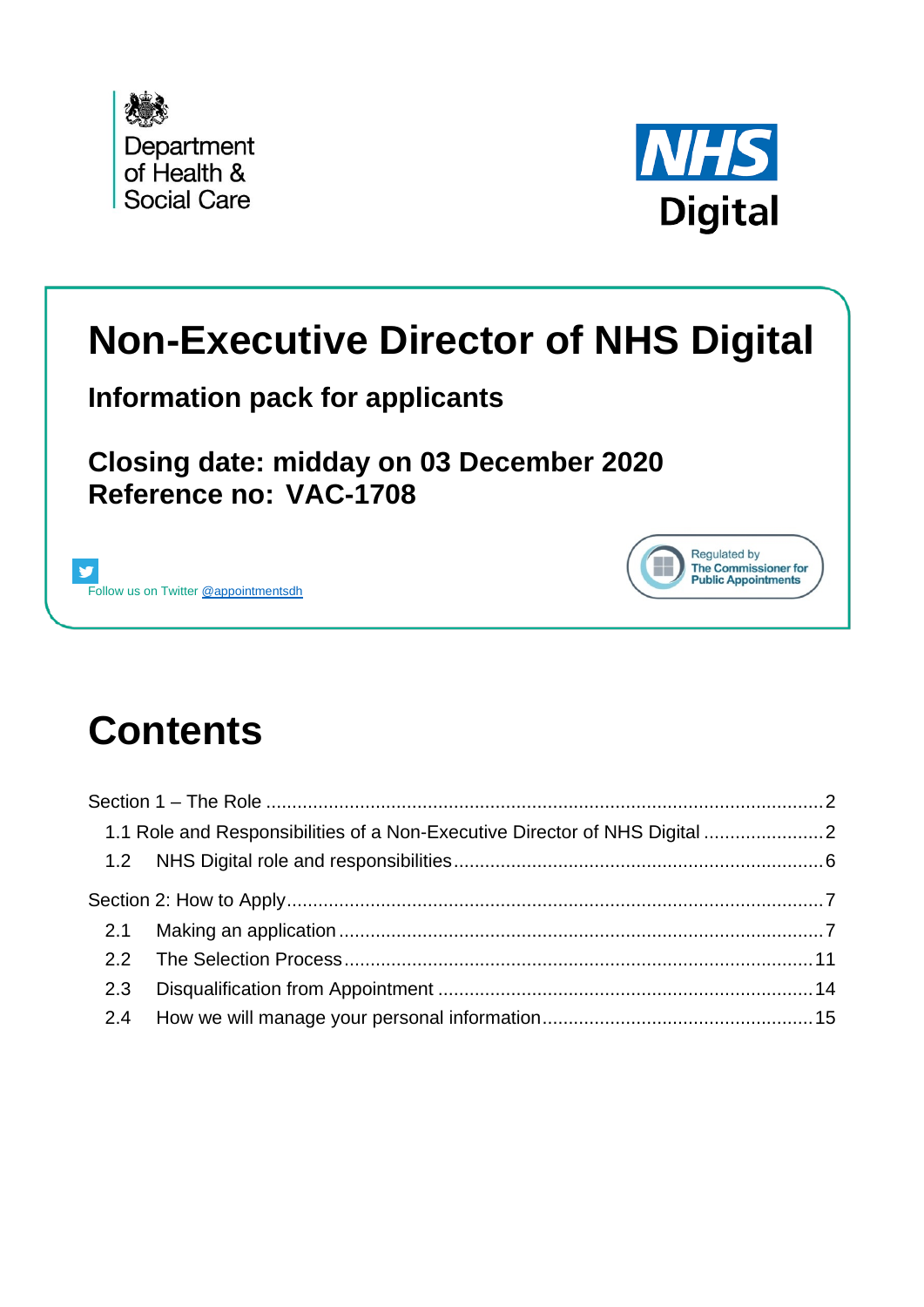Department of Health & Social Care

NHS Digital

# Non-Executive Director of NHS Digital

## Information pack for applicants

## Closing date: midday on 03 December 2020
## Reference no: VAC-1708

Follow us on Twitter @appointmentsdh

Regulated by The Commissioner for Public Appointments

# Contents

Section 1 – The Role ........................................................................................................2

- 1.1 Role and Responsibilities of a Non-Executive Director of NHS Digital .......................2
- 1.2 NHS Digital role and responsibilities.......................................................................6

Section 2: How to Apply.....................................................................................................7

- 2.1 Making an application.............................................................................................7
- 2.2 The Selection Process...........................................................................................11
- 2.3 Disqualification from Appointment .......................................................................14
- 2.4 How we will manage your personal information...................................................15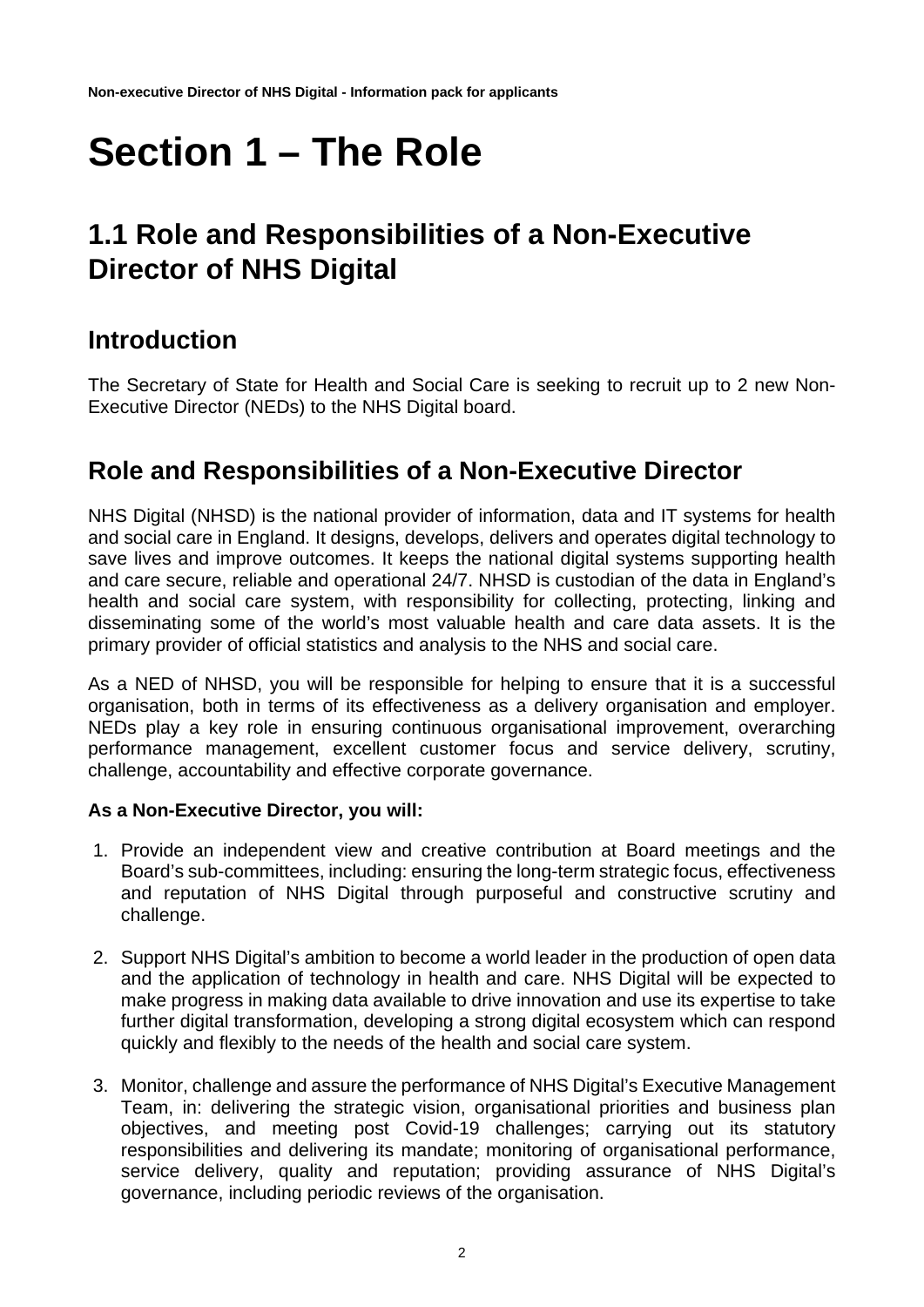# Section 1 – The Role

## 1.1 Role and Responsibilities of a Non-Executive Director of NHS Digital

### Introduction

The Secretary of State for Health and Social Care is seeking to recruit up to 2 new Non-Executive Director (NEDs) to the NHS Digital board.

### Role and Responsibilities of a Non-Executive Director

NHS Digital (NHSD) is the national provider of information, data and IT systems for health and social care in England. It designs, develops, delivers and operates digital technology to save lives and improve outcomes. It keeps the national digital systems supporting health and care secure, reliable and operational 24/7. NHSD is custodian of the data in England's health and social care system, with responsibility for collecting, protecting, linking and disseminating some of the world's most valuable health and care data assets. It is the primary provider of official statistics and analysis to the NHS and social care.

As a NED of NHSD, you will be responsible for helping to ensure that it is a successful organisation, both in terms of its effectiveness as a delivery organisation and employer. NEDs play a key role in ensuring continuous organisational improvement, overarching performance management, excellent customer focus and service delivery, scrutiny, challenge, accountability and effective corporate governance.

**As a Non-Executive Director, you will:**

1. Provide an independent view and creative contribution at Board meetings and the Board's sub-committees, including: ensuring the long-term strategic focus, effectiveness and reputation of NHS Digital through purposeful and constructive scrutiny and challenge.

2. Support NHS Digital's ambition to become a world leader in the production of open data and the application of technology in health and care. NHS Digital will be expected to make progress in making data available to drive innovation and use its expertise to take further digital transformation, developing a strong digital ecosystem which can respond quickly and flexibly to the needs of the health and social care system.

3. Monitor, challenge and assure the performance of NHS Digital's Executive Management Team, in: delivering the strategic vision, organisational priorities and business plan objectives, and meeting post Covid-19 challenges; carrying out its statutory responsibilities and delivering its mandate; monitoring of organisational performance, service delivery, quality and reputation; providing assurance of NHS Digital's governance, including periodic reviews of the organisation.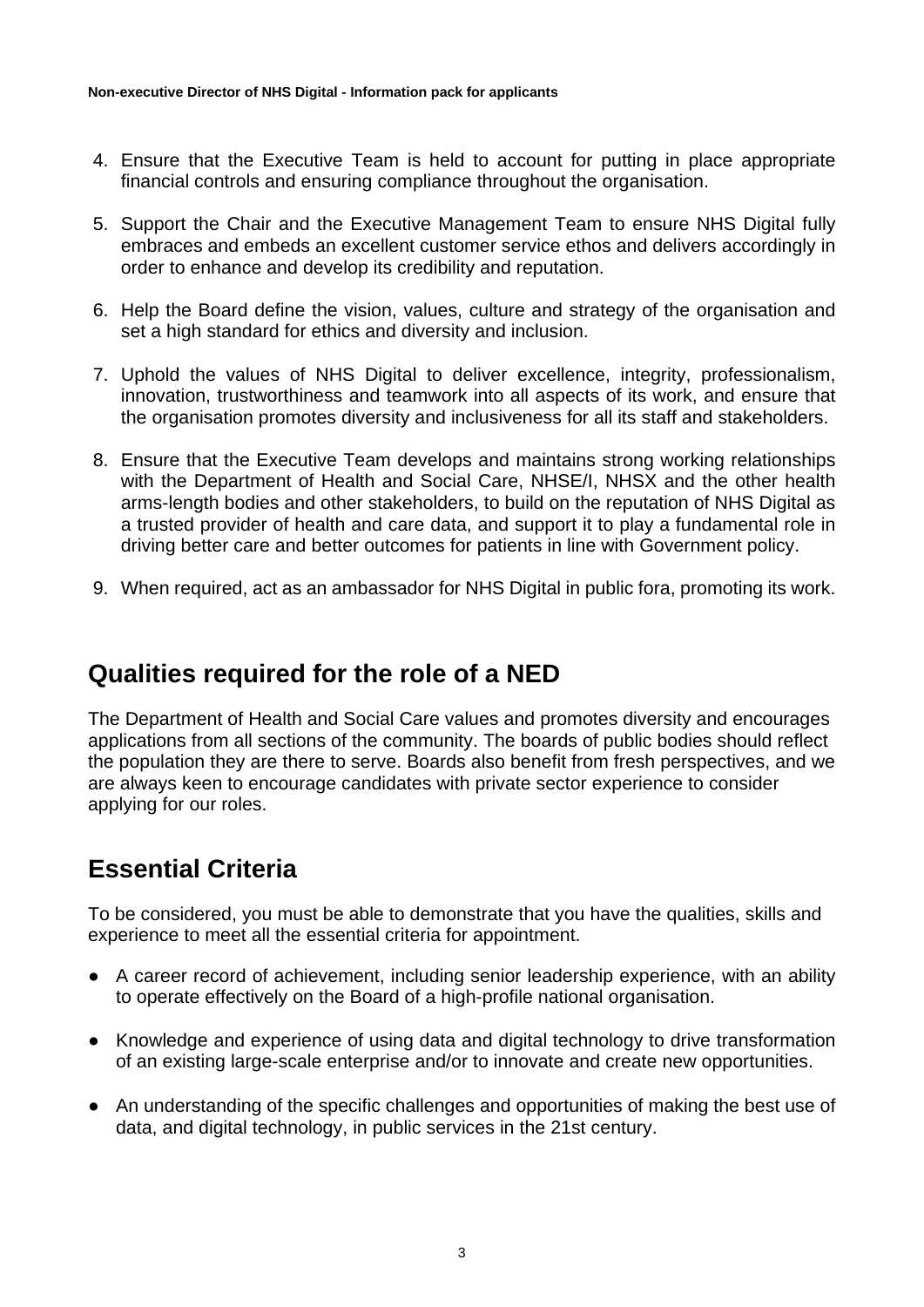4. Ensure that the Executive Team is held to account for putting in place appropriate financial controls and ensuring compliance throughout the organisation.

5. Support the Chair and the Executive Management Team to ensure NHS Digital fully embraces and embeds an excellent customer service ethos and delivers accordingly in order to enhance and develop its credibility and reputation.

6. Help the Board define the vision, values, culture and strategy of the organisation and set a high standard for ethics and diversity and inclusion.

7. Uphold the values of NHS Digital to deliver excellence, integrity, professionalism, innovation, trustworthiness and teamwork into all aspects of its work, and ensure that the organisation promotes diversity and inclusiveness for all its staff and stakeholders.

8. Ensure that the Executive Team develops and maintains strong working relationships with the Department of Health and Social Care, NHSE/I, NHSX and the other health arms-length bodies and other stakeholders, to build on the reputation of NHS Digital as a trusted provider of health and care data, and support it to play a fundamental role in driving better care and better outcomes for patients in line with Government policy.

9. When required, act as an ambassador for NHS Digital in public fora, promoting its work.

## Qualities required for the role of a NED

The Department of Health and Social Care values and promotes diversity and encourages applications from all sections of the community. The boards of public bodies should reflect the population they are there to serve. Boards also benefit from fresh perspectives, and we are always keen to encourage candidates with private sector experience to consider applying for our roles.

## Essential Criteria

To be considered, you must be able to demonstrate that you have the qualities, skills and experience to meet all the essential criteria for appointment.

- A career record of achievement, including senior leadership experience, with an ability to operate effectively on the Board of a high-profile national organisation.
- Knowledge and experience of using data and digital technology to drive transformation of an existing large-scale enterprise and/or to innovate and create new opportunities.
- An understanding of the specific challenges and opportunities of making the best use of data, and digital technology, in public services in the 21st century.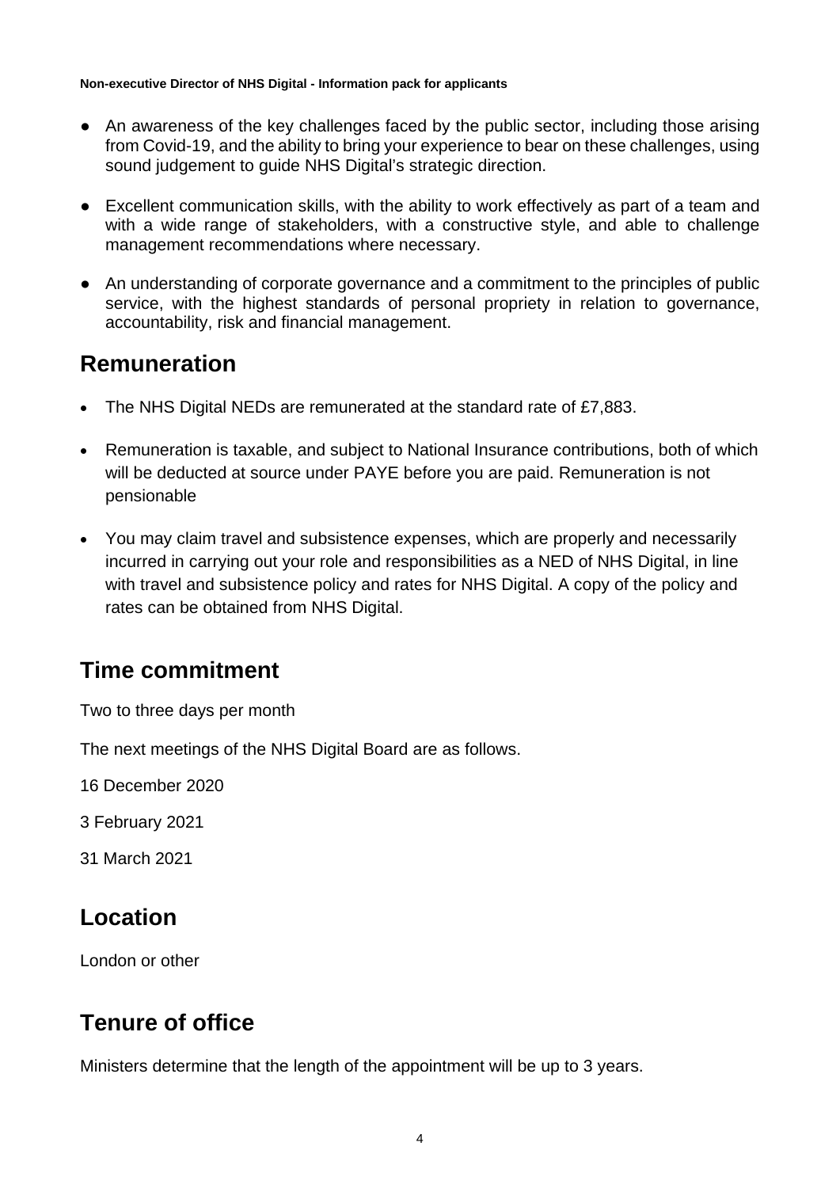- An awareness of the key challenges faced by the public sector, including those arising from Covid-19, and the ability to bring your experience to bear on these challenges, using sound judgement to guide NHS Digital's strategic direction.
- Excellent communication skills, with the ability to work effectively as part of a team and with a wide range of stakeholders, with a constructive style, and able to challenge management recommendations where necessary.
- An understanding of corporate governance and a commitment to the principles of public service, with the highest standards of personal propriety in relation to governance, accountability, risk and financial management.

## Remuneration

- The NHS Digital NEDs are remunerated at the standard rate of £7,883.
- Remuneration is taxable, and subject to National Insurance contributions, both of which will be deducted at source under PAYE before you are paid. Remuneration is not pensionable
- You may claim travel and subsistence expenses, which are properly and necessarily incurred in carrying out your role and responsibilities as a NED of NHS Digital, in line with travel and subsistence policy and rates for NHS Digital. A copy of the policy and rates can be obtained from NHS Digital.

## Time commitment

Two to three days per month

The next meetings of the NHS Digital Board are as follows.

16 December 2020

3 February 2021

31 March 2021

## Location

London or other

## Tenure of office

Ministers determine that the length of the appointment will be up to 3 years.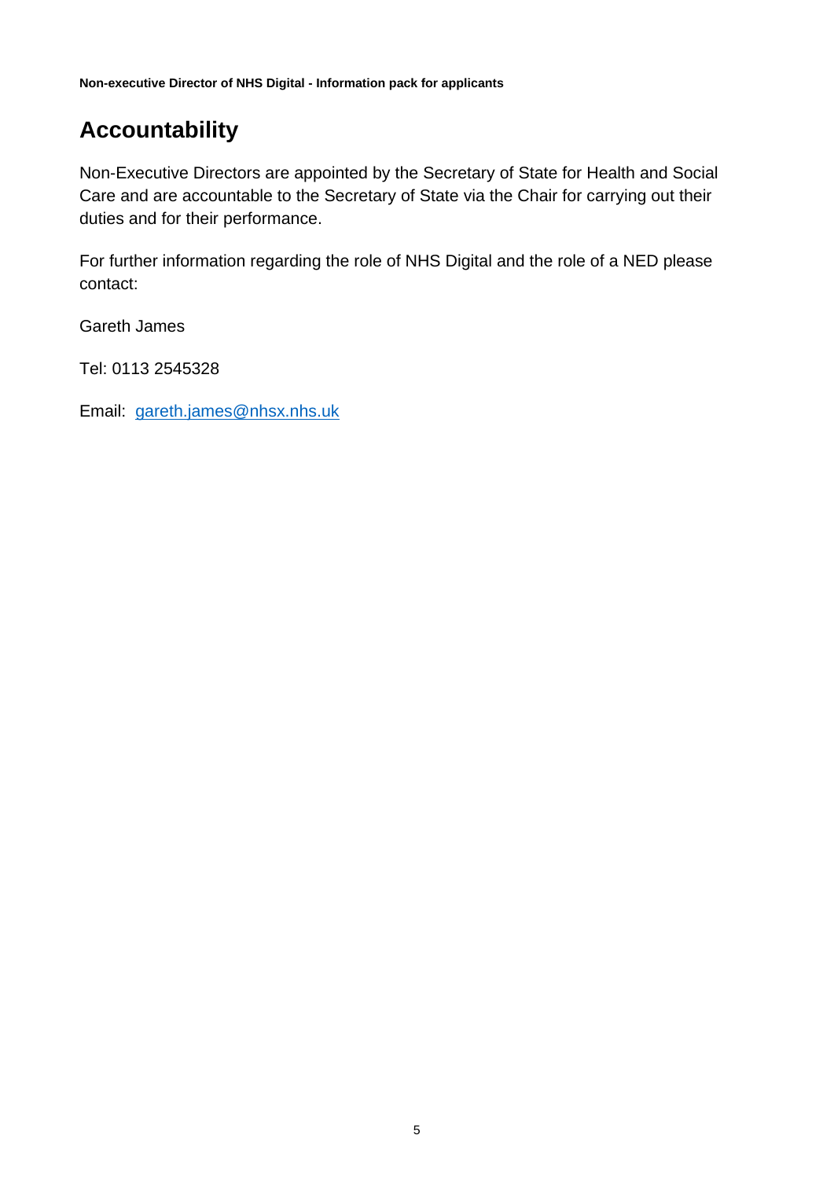## Accountability

Non-Executive Directors are appointed by the Secretary of State for Health and Social Care and are accountable to the Secretary of State via the Chair for carrying out their duties and for their performance.

For further information regarding the role of NHS Digital and the role of a NED please contact:

Gareth James

Tel: 0113 2545328

Email: gareth.james@nhsx.nhs.uk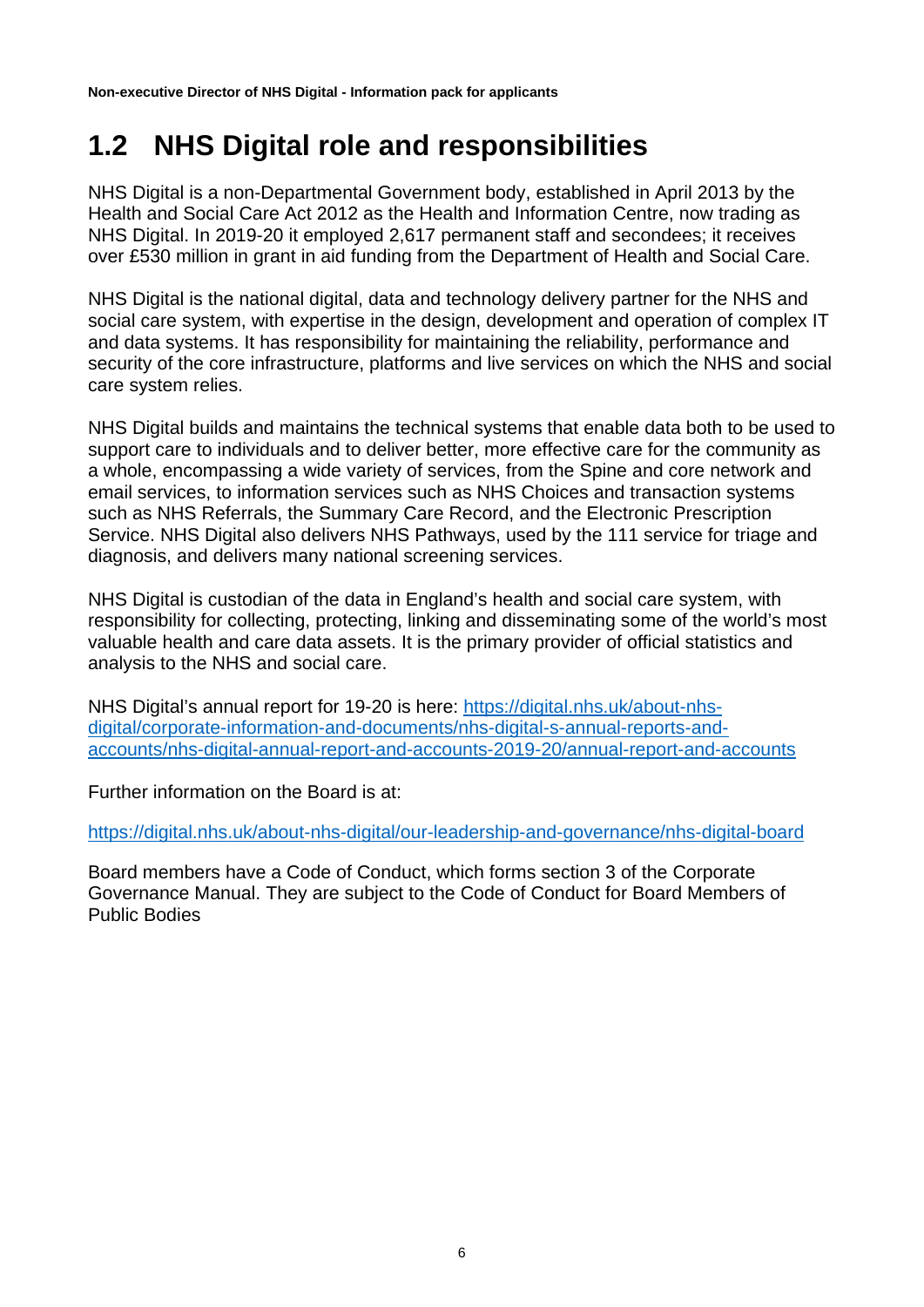## 1.2 NHS Digital role and responsibilities

NHS Digital is a non-Departmental Government body, established in April 2013 by the Health and Social Care Act 2012 as the Health and Information Centre, now trading as NHS Digital. In 2019-20 it employed 2,617 permanent staff and secondees; it receives over £530 million in grant in aid funding from the Department of Health and Social Care.

NHS Digital is the national digital, data and technology delivery partner for the NHS and social care system, with expertise in the design, development and operation of complex IT and data systems. It has responsibility for maintaining the reliability, performance and security of the core infrastructure, platforms and live services on which the NHS and social care system relies.

NHS Digital builds and maintains the technical systems that enable data both to be used to support care to individuals and to deliver better, more effective care for the community as a whole, encompassing a wide variety of services, from the Spine and core network and email services, to information services such as NHS Choices and transaction systems such as NHS Referrals, the Summary Care Record, and the Electronic Prescription Service. NHS Digital also delivers NHS Pathways, used by the 111 service for triage and diagnosis, and delivers many national screening services.

NHS Digital is custodian of the data in England's health and social care system, with responsibility for collecting, protecting, linking and disseminating some of the world's most valuable health and care data assets. It is the primary provider of official statistics and analysis to the NHS and social care.

NHS Digital's annual report for 19-20 is here: [https://digital.nhs.uk/about-nhs-digital/corporate-information-and-documents/nhs-digital-s-annual-reports-and-accounts/nhs-digital-annual-report-and-accounts-2019-20/annual-report-and-accounts](https://digital.nhs.uk/about-nhs-digital/corporate-information-and-documents/nhs-digital-s-annual-reports-and-accounts/nhs-digital-annual-report-and-accounts-2019-20/annual-report-and-accounts)

Further information on the Board is at:

[https://digital.nhs.uk/about-nhs-digital/our-leadership-and-governance/nhs-digital-board](https://digital.nhs.uk/about-nhs-digital/our-leadership-and-governance/nhs-digital-board)

Board members have a Code of Conduct, which forms section 3 of the Corporate Governance Manual. They are subject to the Code of Conduct for Board Members of Public Bodies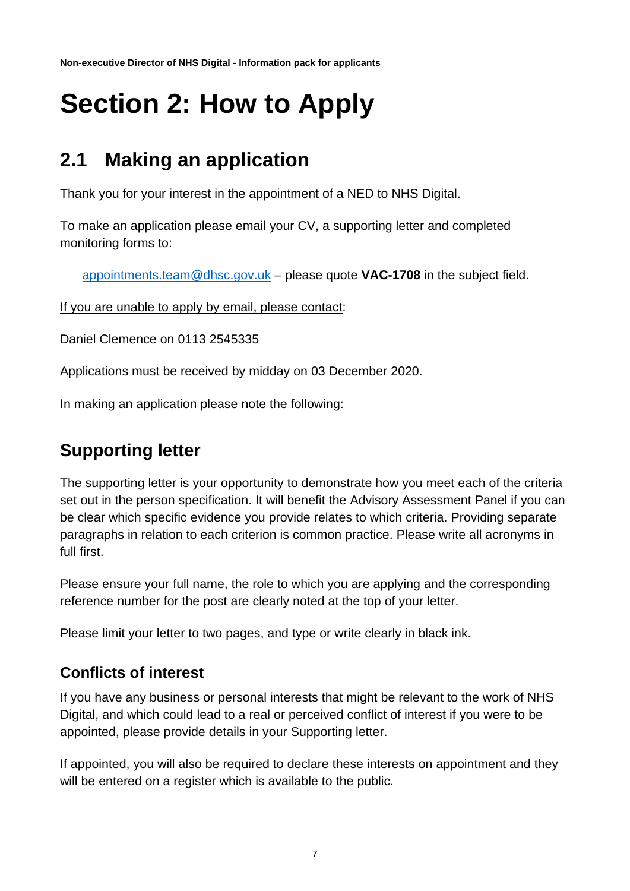# Section 2: How to Apply

## 2.1 Making an application

Thank you for your interest in the appointment of a NED to NHS Digital.

To make an application please email your CV, a supporting letter and completed monitoring forms to:

appointments.team@dhsc.gov.uk – please quote **VAC-1708** in the subject field.

If you are unable to apply by email, please contact:

Daniel Clemence on 0113 2545335

Applications must be received by midday on 03 December 2020.

In making an application please note the following:

## Supporting letter

The supporting letter is your opportunity to demonstrate how you meet each of the criteria set out in the person specification. It will benefit the Advisory Assessment Panel if you can be clear which specific evidence you provide relates to which criteria. Providing separate paragraphs in relation to each criterion is common practice. Please write all acronyms in full first.

Please ensure your full name, the role to which you are applying and the corresponding reference number for the post are clearly noted at the top of your letter.

Please limit your letter to two pages, and type or write clearly in black ink.

### Conflicts of interest

If you have any business or personal interests that might be relevant to the work of NHS Digital, and which could lead to a real or perceived conflict of interest if you were to be appointed, please provide details in your Supporting letter.

If appointed, you will also be required to declare these interests on appointment and they will be entered on a register which is available to the public.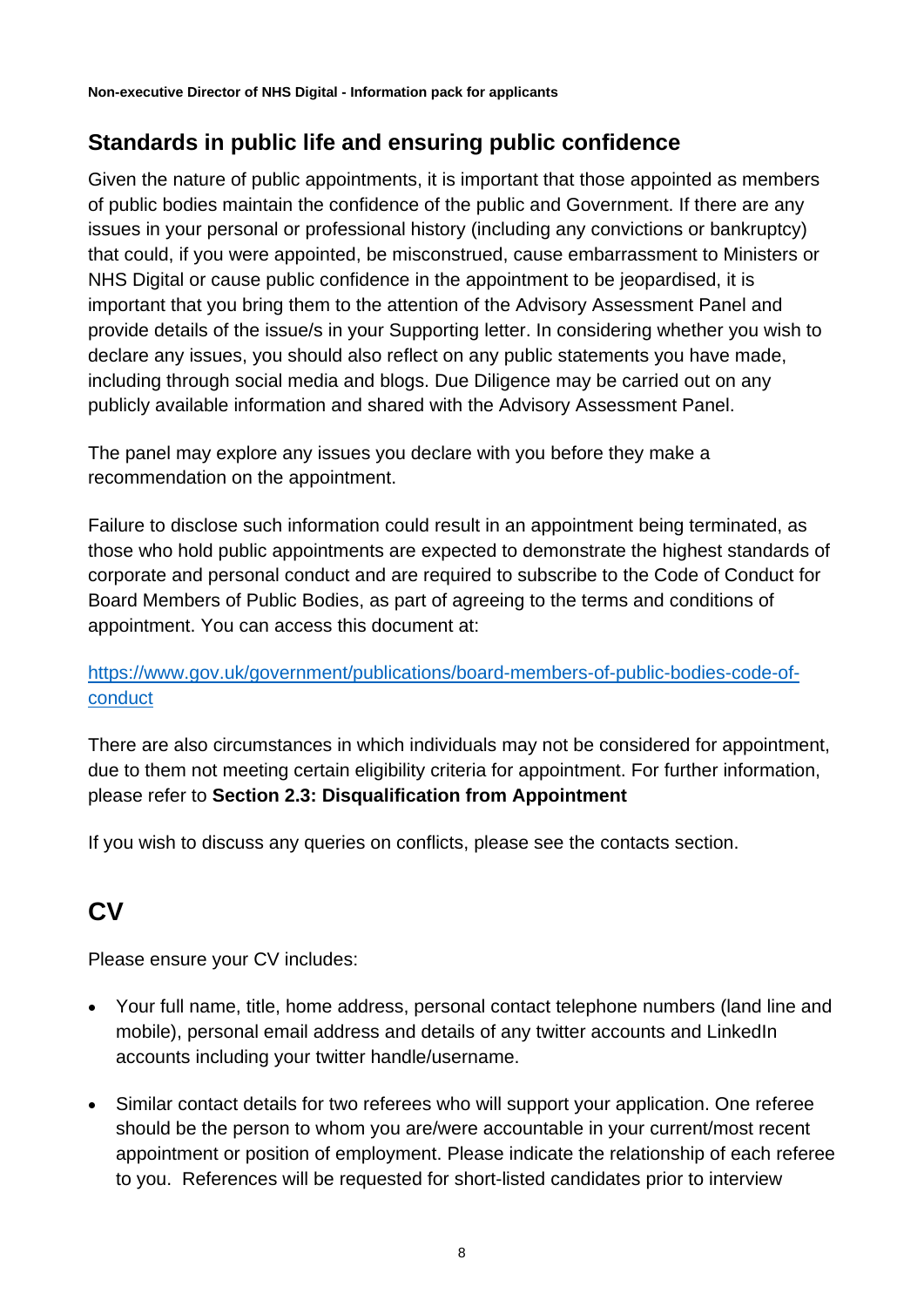## Standards in public life and ensuring public confidence

Given the nature of public appointments, it is important that those appointed as members of public bodies maintain the confidence of the public and Government. If there are any issues in your personal or professional history (including any convictions or bankruptcy) that could, if you were appointed, be misconstrued, cause embarrassment to Ministers or NHS Digital or cause public confidence in the appointment to be jeopardised, it is important that you bring them to the attention of the Advisory Assessment Panel and provide details of the issue/s in your Supporting letter. In considering whether you wish to declare any issues, you should also reflect on any public statements you have made, including through social media and blogs. Due Diligence may be carried out on any publicly available information and shared with the Advisory Assessment Panel.

The panel may explore any issues you declare with you before they make a recommendation on the appointment.

Failure to disclose such information could result in an appointment being terminated, as those who hold public appointments are expected to demonstrate the highest standards of corporate and personal conduct and are required to subscribe to the Code of Conduct for Board Members of Public Bodies, as part of agreeing to the terms and conditions of appointment. You can access this document at:

[https://www.gov.uk/government/publications/board-members-of-public-bodies-code-of-conduct](https://www.gov.uk/government/publications/board-members-of-public-bodies-code-of-conduct)

There are also circumstances in which individuals may not be considered for appointment, due to them not meeting certain eligibility criteria for appointment. For further information, please refer to **Section 2.3: Disqualification from Appointment**

If you wish to discuss any queries on conflicts, please see the contacts section.

# CV

Please ensure your CV includes:

- Your full name, title, home address, personal contact telephone numbers (land line and mobile), personal email address and details of any twitter accounts and LinkedIn accounts including your twitter handle/username.
- Similar contact details for two referees who will support your application. One referee should be the person to whom you are/were accountable in your current/most recent appointment or position of employment. Please indicate the relationship of each referee to you. References will be requested for short-listed candidates prior to interview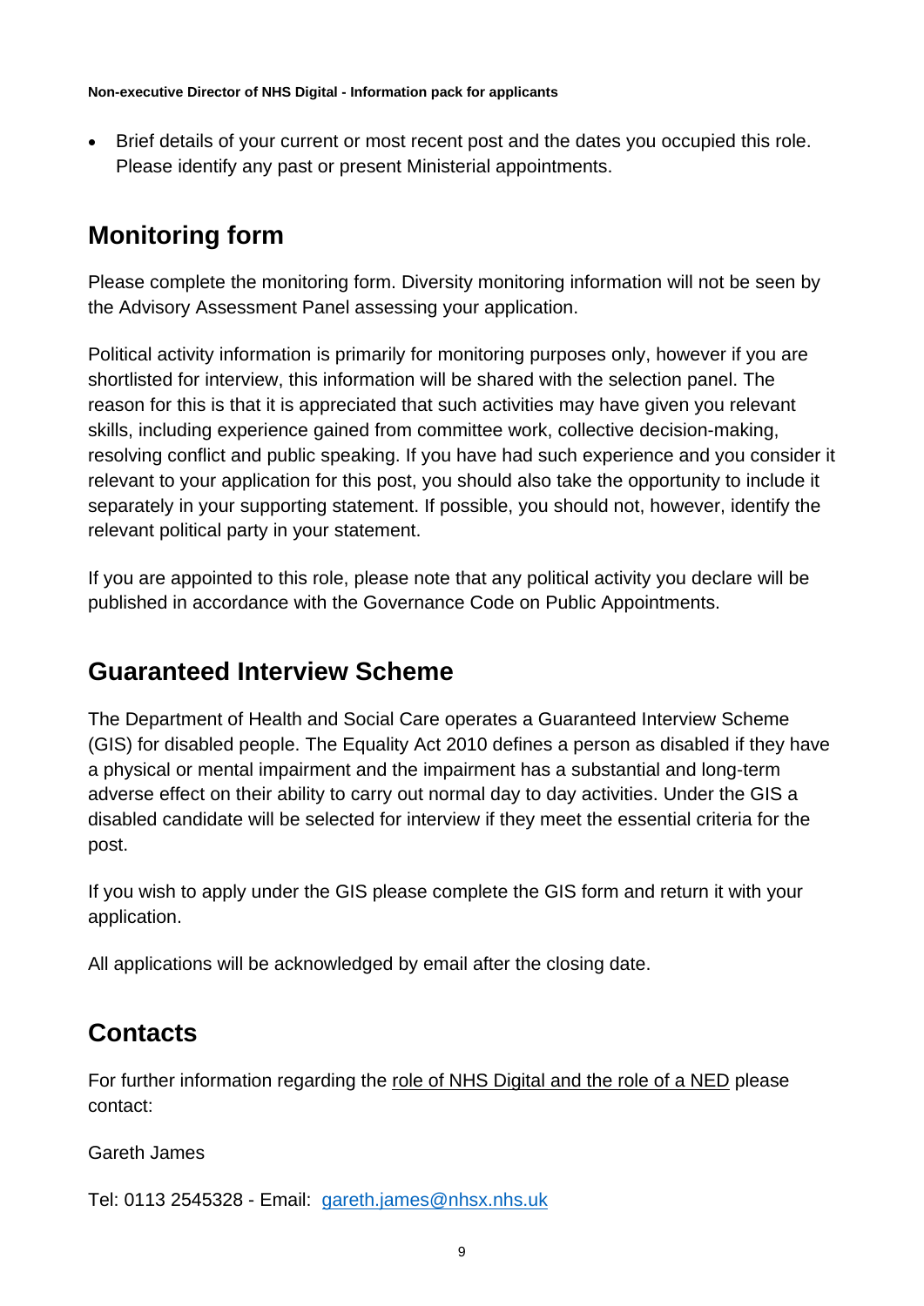- Brief details of your current or most recent post and the dates you occupied this role. Please identify any past or present Ministerial appointments.

## Monitoring form

Please complete the monitoring form. Diversity monitoring information will not be seen by the Advisory Assessment Panel assessing your application.

Political activity information is primarily for monitoring purposes only, however if you are shortlisted for interview, this information will be shared with the selection panel. The reason for this is that it is appreciated that such activities may have given you relevant skills, including experience gained from committee work, collective decision-making, resolving conflict and public speaking. If you have had such experience and you consider it relevant to your application for this post, you should also take the opportunity to include it separately in your supporting statement. If possible, you should not, however, identify the relevant political party in your statement.

If you are appointed to this role, please note that any political activity you declare will be published in accordance with the Governance Code on Public Appointments.

## Guaranteed Interview Scheme

The Department of Health and Social Care operates a Guaranteed Interview Scheme (GIS) for disabled people. The Equality Act 2010 defines a person as disabled if they have a physical or mental impairment and the impairment has a substantial and long-term adverse effect on their ability to carry out normal day to day activities. Under the GIS a disabled candidate will be selected for interview if they meet the essential criteria for the post.

If you wish to apply under the GIS please complete the GIS form and return it with your application.

All applications will be acknowledged by email after the closing date.

## Contacts

For further information regarding the role of NHS Digital and the role of a NED please contact:

Gareth James

Tel: 0113 2545328 - Email: gareth.james@nhsx.nhs.uk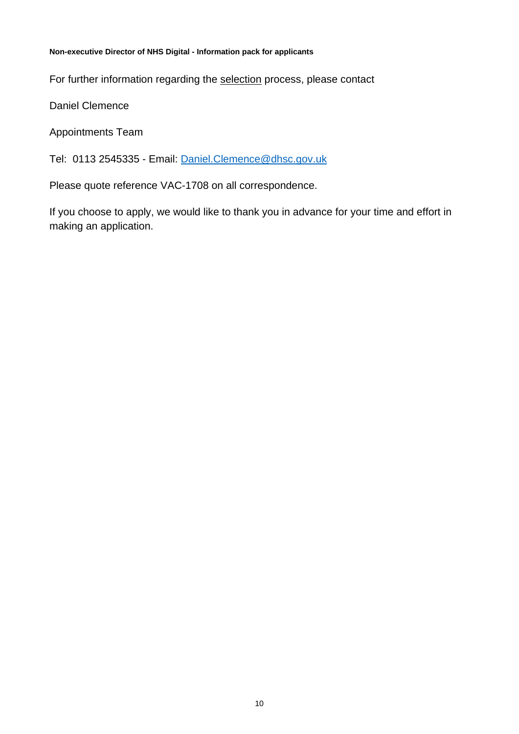For further information regarding the selection process, please contact

Daniel Clemence

Appointments Team

Tel:  0113 2545335 - Email: [Daniel.Clemence@dhsc.gov.uk](mailto:Daniel.Clemence@dhsc.gov.uk)

Please quote reference VAC-1708 on all correspondence.

If you choose to apply, we would like to thank you in advance for your time and effort in making an application.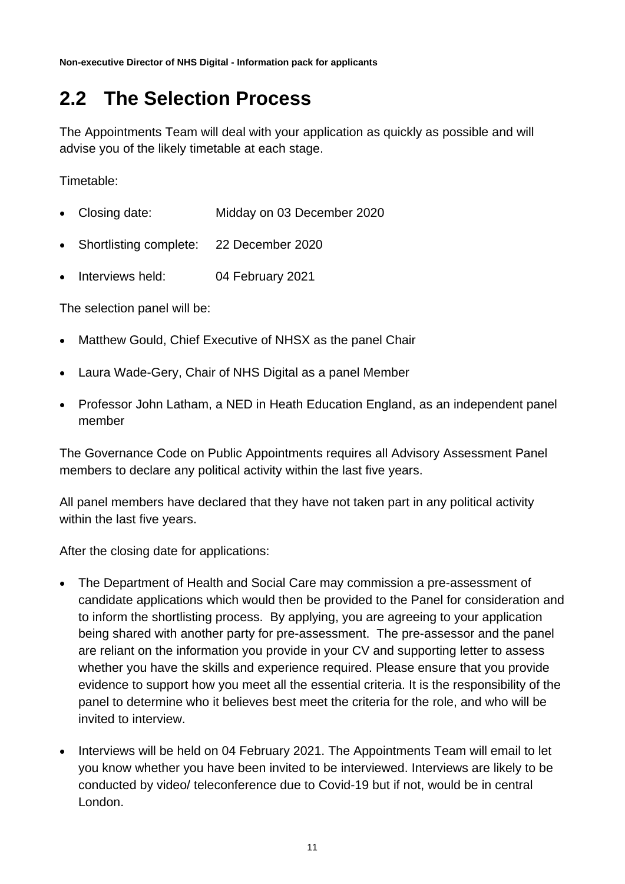## 2.2 The Selection Process

The Appointments Team will deal with your application as quickly as possible and will advise you of the likely timetable at each stage.

Timetable:

- Closing date: Midday on 03 December 2020
- Shortlisting complete: 22 December 2020
- Interviews held: 04 February 2021

The selection panel will be:

- Matthew Gould, Chief Executive of NHSX as the panel Chair
- Laura Wade-Gery, Chair of NHS Digital as a panel Member
- Professor John Latham, a NED in Heath Education England, as an independent panel member

The Governance Code on Public Appointments requires all Advisory Assessment Panel members to declare any political activity within the last five years.

All panel members have declared that they have not taken part in any political activity within the last five years.

After the closing date for applications:

- The Department of Health and Social Care may commission a pre-assessment of candidate applications which would then be provided to the Panel for consideration and to inform the shortlisting process. By applying, you are agreeing to your application being shared with another party for pre-assessment. The pre-assessor and the panel are reliant on the information you provide in your CV and supporting letter to assess whether you have the skills and experience required. Please ensure that you provide evidence to support how you meet all the essential criteria. It is the responsibility of the panel to determine who it believes best meet the criteria for the role, and who will be invited to interview.
- Interviews will be held on 04 February 2021. The Appointments Team will email to let you know whether you have been invited to be interviewed. Interviews are likely to be conducted by video/ teleconference due to Covid-19 but if not, would be in central London.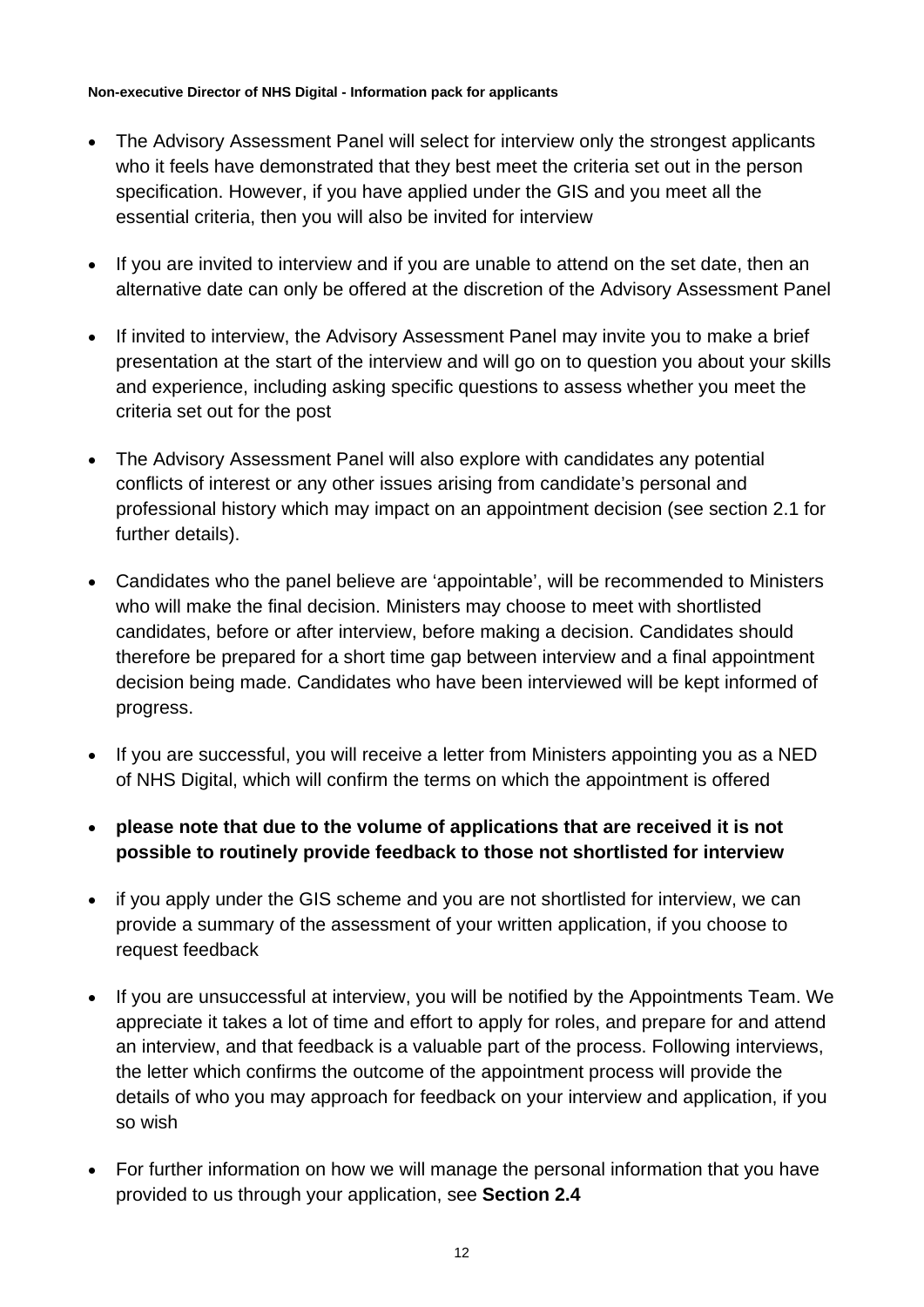- The Advisory Assessment Panel will select for interview only the strongest applicants who it feels have demonstrated that they best meet the criteria set out in the person specification. However, if you have applied under the GIS and you meet all the essential criteria, then you will also be invited for interview

- If you are invited to interview and if you are unable to attend on the set date, then an alternative date can only be offered at the discretion of the Advisory Assessment Panel

- If invited to interview, the Advisory Assessment Panel may invite you to make a brief presentation at the start of the interview and will go on to question you about your skills and experience, including asking specific questions to assess whether you meet the criteria set out for the post

- The Advisory Assessment Panel will also explore with candidates any potential conflicts of interest or any other issues arising from candidate's personal and professional history which may impact on an appointment decision (see section 2.1 for further details).

- Candidates who the panel believe are 'appointable', will be recommended to Ministers who will make the final decision. Ministers may choose to meet with shortlisted candidates, before or after interview, before making a decision. Candidates should therefore be prepared for a short time gap between interview and a final appointment decision being made. Candidates who have been interviewed will be kept informed of progress.

- If you are successful, you will receive a letter from Ministers appointing you as a NED of NHS Digital, which will confirm the terms on which the appointment is offered

- **please note that due to the volume of applications that are received it is not possible to routinely provide feedback to those not shortlisted for interview**

- if you apply under the GIS scheme and you are not shortlisted for interview, we can provide a summary of the assessment of your written application, if you choose to request feedback

- If you are unsuccessful at interview, you will be notified by the Appointments Team. We appreciate it takes a lot of time and effort to apply for roles, and prepare for and attend an interview, and that feedback is a valuable part of the process. Following interviews, the letter which confirms the outcome of the appointment process will provide the details of who you may approach for feedback on your interview and application, if you so wish

- For further information on how we will manage the personal information that you have provided to us through your application, see **Section 2.4**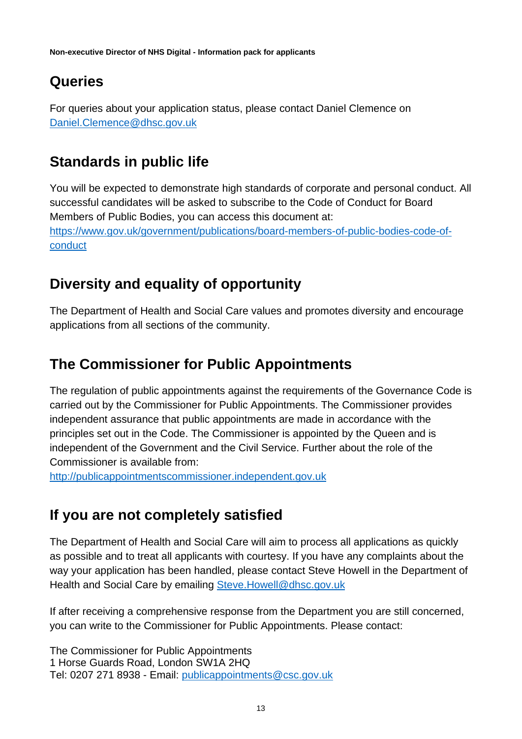## Queries

For queries about your application status, please contact Daniel Clemence on [Daniel.Clemence@dhsc.gov.uk](mailto:Daniel.Clemence@dhsc.gov.uk)

## Standards in public life

You will be expected to demonstrate high standards of corporate and personal conduct. All successful candidates will be asked to subscribe to the Code of Conduct for Board Members of Public Bodies, you can access this document at: [https://www.gov.uk/government/publications/board-members-of-public-bodies-code-of-conduct](https://www.gov.uk/government/publications/board-members-of-public-bodies-code-of-conduct)

## Diversity and equality of opportunity

The Department of Health and Social Care values and promotes diversity and encourage applications from all sections of the community.

## The Commissioner for Public Appointments

The regulation of public appointments against the requirements of the Governance Code is carried out by the Commissioner for Public Appointments. The Commissioner provides independent assurance that public appointments are made in accordance with the principles set out in the Code. The Commissioner is appointed by the Queen and is independent of the Government and the Civil Service. Further about the role of the Commissioner is available from: [http://publicappointmentscommissioner.independent.gov.uk](http://publicappointmentscommissioner.independent.gov.uk)

## If you are not completely satisfied

The Department of Health and Social Care will aim to process all applications as quickly as possible and to treat all applicants with courtesy. If you have any complaints about the way your application has been handled, please contact Steve Howell in the Department of Health and Social Care by emailing [Steve.Howell@dhsc.gov.uk](mailto:Steve.Howell@dhsc.gov.uk)

If after receiving a comprehensive response from the Department you are still concerned, you can write to the Commissioner for Public Appointments. Please contact:

The Commissioner for Public Appointments
1 Horse Guards Road, London SW1A 2HQ
Tel: 0207 271 8938 - Email: [publicappointments@csc.gov.uk](mailto:publicappointments@csc.gov.uk)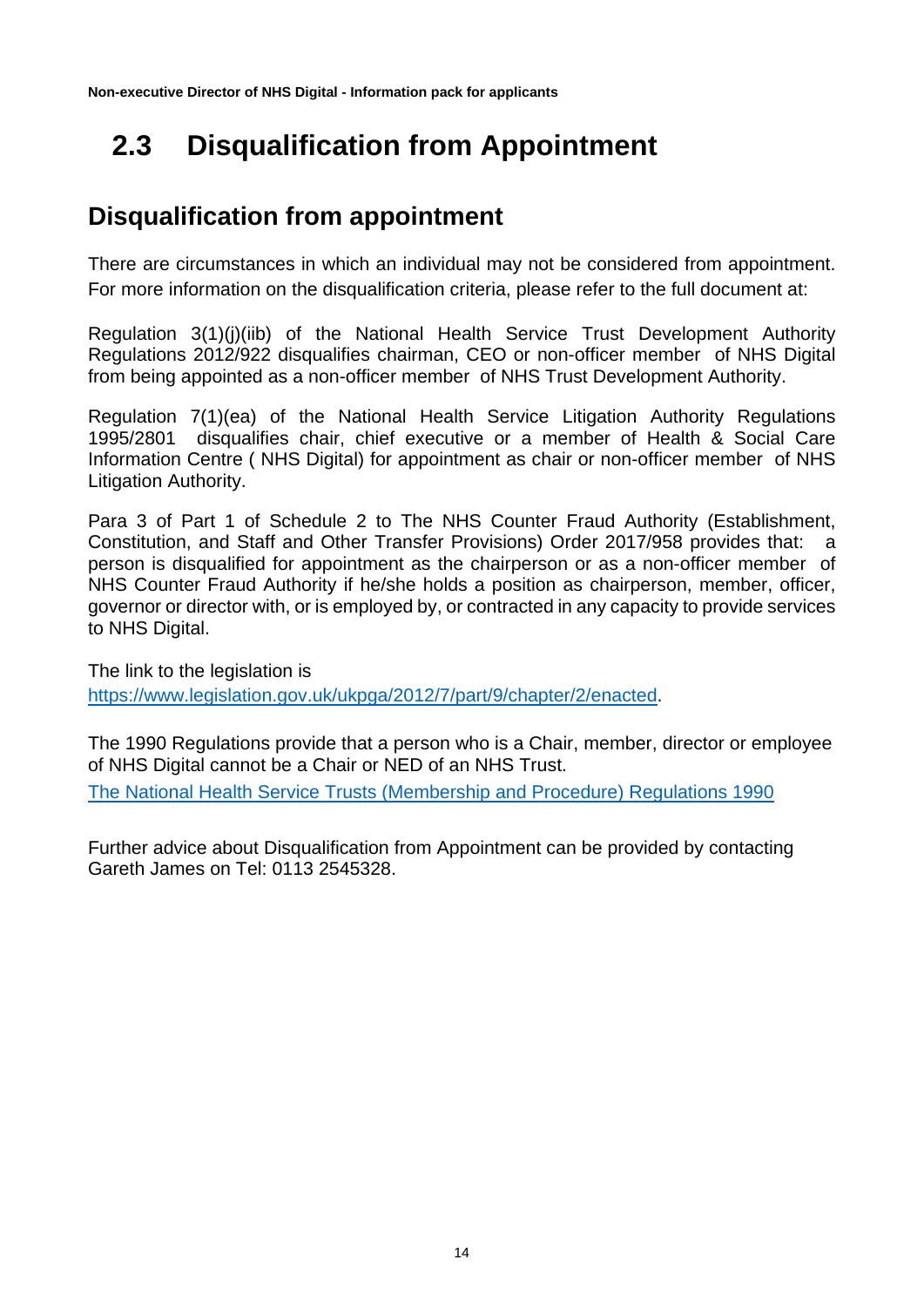# 2.3 Disqualification from Appointment

## Disqualification from appointment

There are circumstances in which an individual may not be considered from appointment. For more information on the disqualification criteria, please refer to the full document at:

Regulation 3(1)(j)(iib) of the National Health Service Trust Development Authority Regulations 2012/922 disqualifies chairman, CEO or non-officer member of NHS Digital from being appointed as a non-officer member of NHS Trust Development Authority.

Regulation 7(1)(ea) of the National Health Service Litigation Authority Regulations 1995/2801 disqualifies chair, chief executive or a member of Health & Social Care Information Centre ( NHS Digital) for appointment as chair or non-officer member of NHS Litigation Authority.

Para 3 of Part 1 of Schedule 2 to The NHS Counter Fraud Authority (Establishment, Constitution, and Staff and Other Transfer Provisions) Order 2017/958 provides that: a person is disqualified for appointment as the chairperson or as a non-officer member of NHS Counter Fraud Authority if he/she holds a position as chairperson, member, officer, governor or director with, or is employed by, or contracted in any capacity to provide services to NHS Digital.

The link to the legislation is
[https://www.legislation.gov.uk/ukpga/2012/7/part/9/chapter/2/enacted](https://www.legislation.gov.uk/ukpga/2012/7/part/9/chapter/2/enacted).

The 1990 Regulations provide that a person who is a Chair, member, director or employee of NHS Digital cannot be a Chair or NED of an NHS Trust.
The National Health Service Trusts (Membership and Procedure) Regulations 1990

Further advice about Disqualification from Appointment can be provided by contacting Gareth James on Tel: 0113 2545328.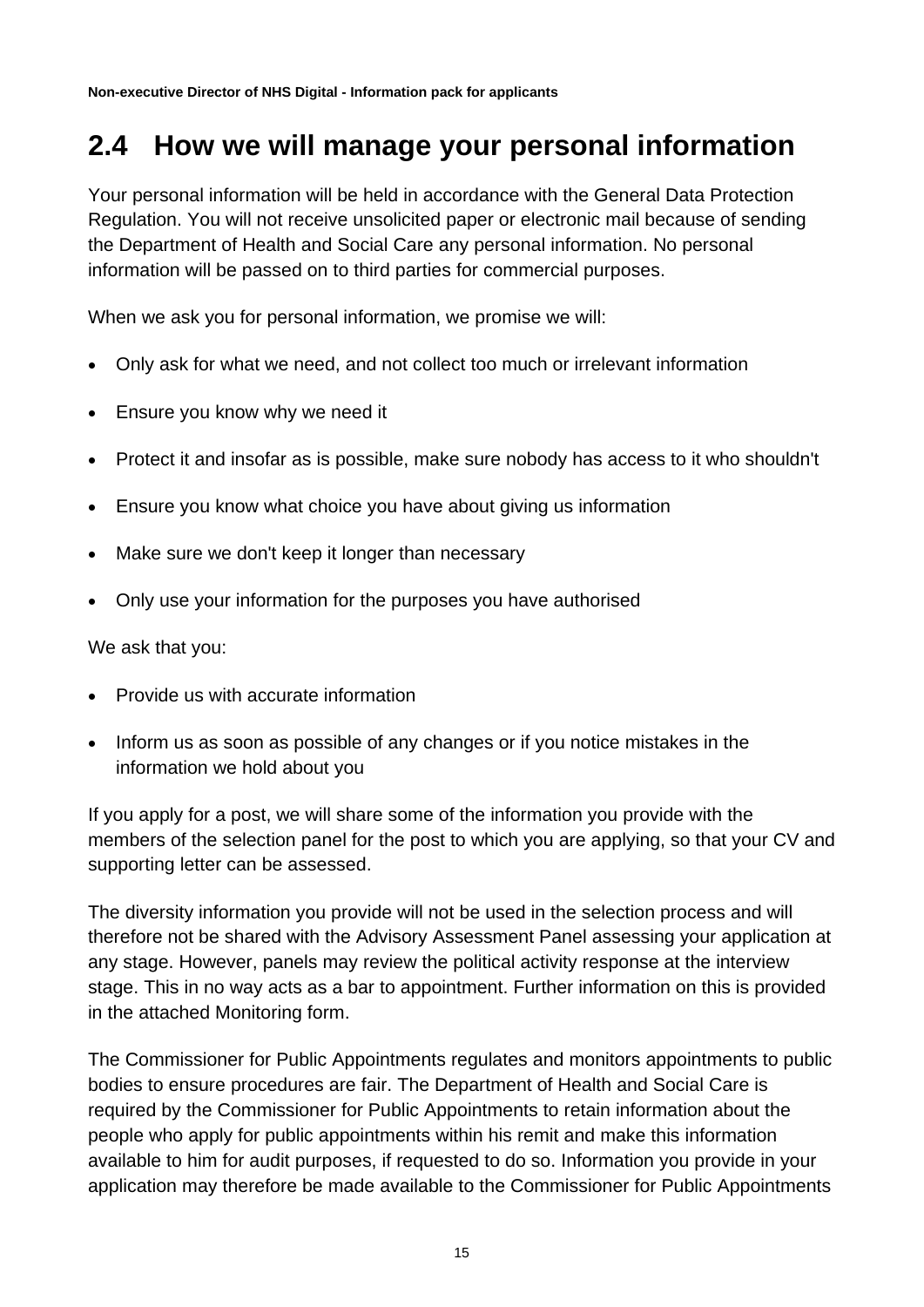## 2.4 How we will manage your personal information

Your personal information will be held in accordance with the General Data Protection Regulation. You will not receive unsolicited paper or electronic mail because of sending the Department of Health and Social Care any personal information. No personal information will be passed on to third parties for commercial purposes.

When we ask you for personal information, we promise we will:

- Only ask for what we need, and not collect too much or irrelevant information
- Ensure you know why we need it
- Protect it and insofar as is possible, make sure nobody has access to it who shouldn't
- Ensure you know what choice you have about giving us information
- Make sure we don't keep it longer than necessary
- Only use your information for the purposes you have authorised

We ask that you:

- Provide us with accurate information
- Inform us as soon as possible of any changes or if you notice mistakes in the information we hold about you

If you apply for a post, we will share some of the information you provide with the members of the selection panel for the post to which you are applying, so that your CV and supporting letter can be assessed.

The diversity information you provide will not be used in the selection process and will therefore not be shared with the Advisory Assessment Panel assessing your application at any stage. However, panels may review the political activity response at the interview stage. This in no way acts as a bar to appointment. Further information on this is provided in the attached Monitoring form.

The Commissioner for Public Appointments regulates and monitors appointments to public bodies to ensure procedures are fair. The Department of Health and Social Care is required by the Commissioner for Public Appointments to retain information about the people who apply for public appointments within his remit and make this information available to him for audit purposes, if requested to do so. Information you provide in your application may therefore be made available to the Commissioner for Public Appointments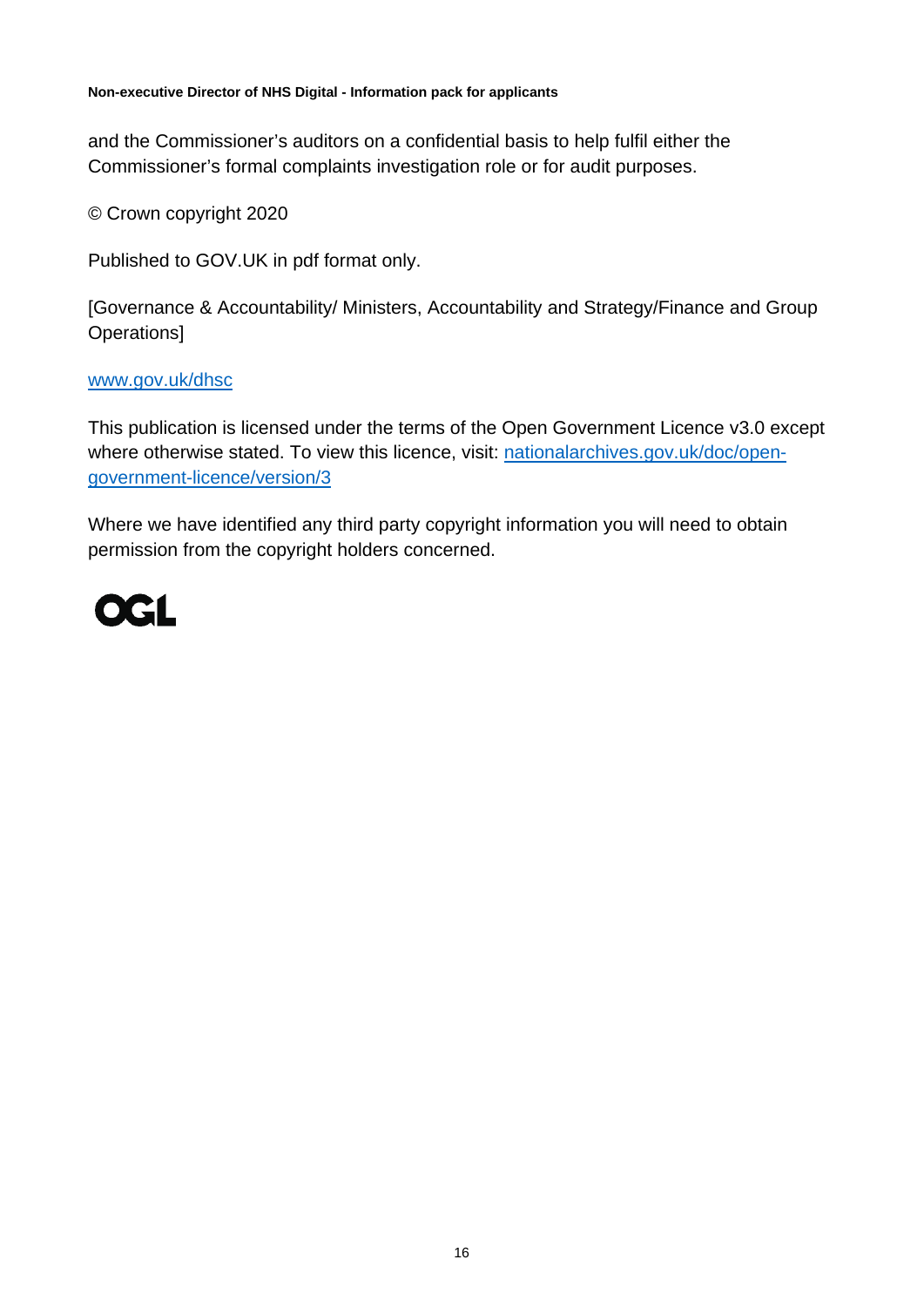and the Commissioner's auditors on a confidential basis to help fulfil either the Commissioner's formal complaints investigation role or for audit purposes.

© Crown copyright 2020

Published to GOV.UK in pdf format only.

[Governance & Accountability/ Ministers, Accountability and Strategy/Finance and Group Operations]

[www.gov.uk/dhsc](www.gov.uk/dhsc)

This publication is licensed under the terms of the Open Government Licence v3.0 except where otherwise stated. To view this licence, visit: [nationalarchives.gov.uk/doc/open-government-licence/version/3](nationalarchives.gov.uk/doc/open-government-licence/version/3)

Where we have identified any third party copyright information you will need to obtain permission from the copyright holders concerned.

OGL